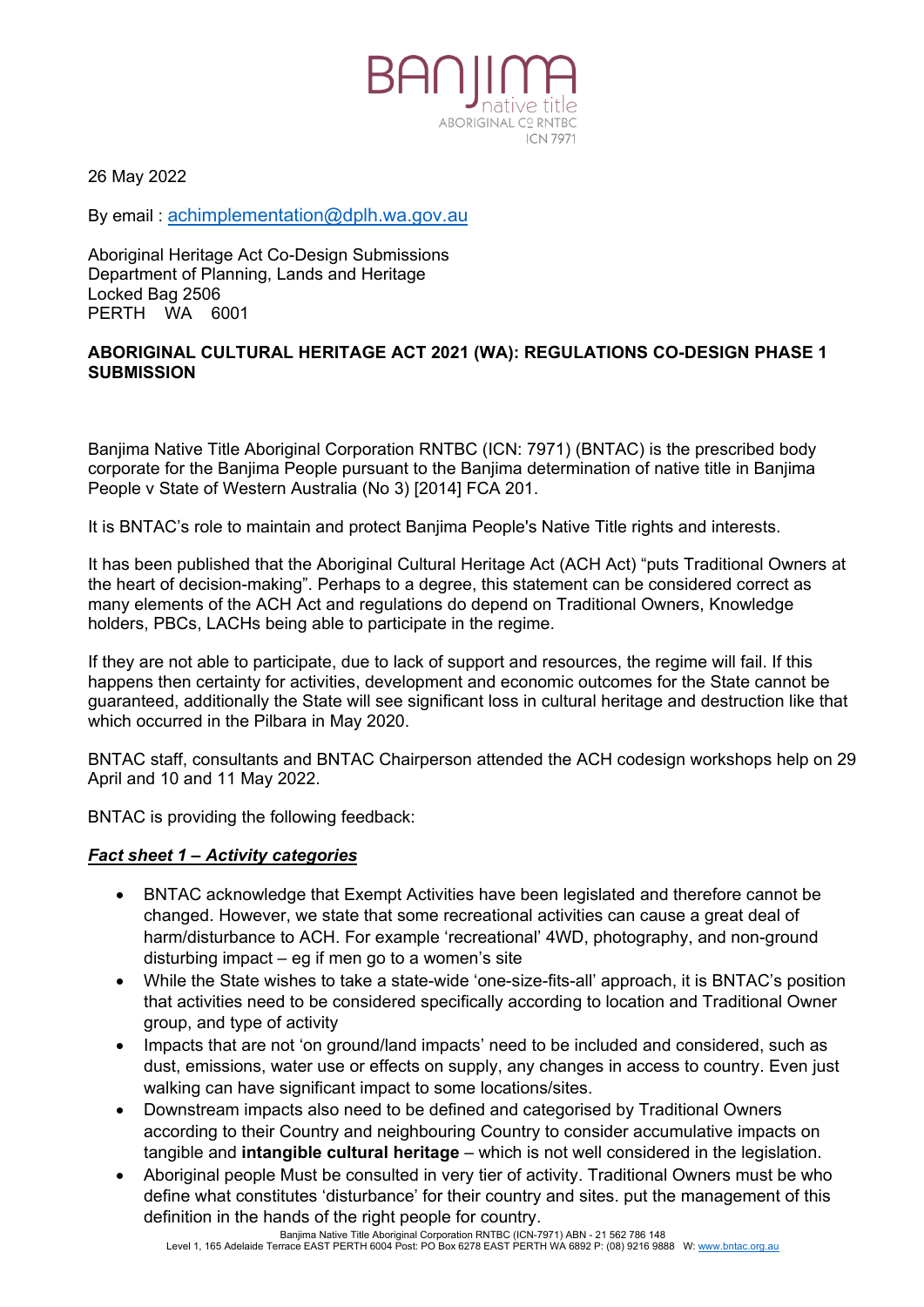BANJIMA native title ABORIGINAL CORPORATION RNTBC ICN 7971

26 May 2022

By email : achimplementation@dplh.wa.gov.au

Aboriginal Heritage Act Co-Design Submissions
Department of Planning, Lands and Heritage
Locked Bag 2506
PERTH WA 6001

**ABORIGINAL CULTURAL HERITAGE ACT 2021 (WA): REGULATIONS CO-DESIGN PHASE 1 SUBMISSION**

Banjima Native Title Aboriginal Corporation RNTBC (ICN: 7971) (BNTAC) is the prescribed body corporate for the Banjima People pursuant to the Banjima determination of native title in Banjima People v State of Western Australia (No 3) [2014] FCA 201.

It is BNTAC's role to maintain and protect Banjima People's Native Title rights and interests.

It has been published that the Aboriginal Cultural Heritage Act (ACH Act) "puts Traditional Owners at the heart of decision-making". Perhaps to a degree, this statement can be considered correct as many elements of the ACH Act and regulations do depend on Traditional Owners, Knowledge holders, PBCs, LACHs being able to participate in the regime.

If they are not able to participate, due to lack of support and resources, the regime will fail. If this happens then certainty for activities, development and economic outcomes for the State cannot be guaranteed, additionally the State will see significant loss in cultural heritage and destruction like that which occurred in the Pilbara in May 2020.

BNTAC staff, consultants and BNTAC Chairperson attended the ACH codesign workshops help on 29 April and 10 and 11 May 2022.

BNTAC is providing the following feedback:

***Fact sheet 1 – Activity categories***

- BNTAC acknowledge that Exempt Activities have been legislated and therefore cannot be changed. However, we state that some recreational activities can cause a great deal of harm/disturbance to ACH. For example 'recreational' 4WD, photography, and non-ground disturbing impact – eg if men go to a women's site
- While the State wishes to take a state-wide 'one-size-fits-all' approach, it is BNTAC's position that activities need to be considered specifically according to location and Traditional Owner group, and type of activity
- Impacts that are not 'on ground/land impacts' need to be included and considered, such as dust, emissions, water use or effects on supply, any changes in access to country. Even just walking can have significant impact to some locations/sites.
- Downstream impacts also need to be defined and categorised by Traditional Owners according to their Country and neighbouring Country to consider accumulative impacts on tangible and **intangible cultural heritage** – which is not well considered in the legislation.
- Aboriginal people Must be consulted in very tier of activity. Traditional Owners must be who define what constitutes 'disturbance' for their country and sites. put the management of this definition in the hands of the right people for country.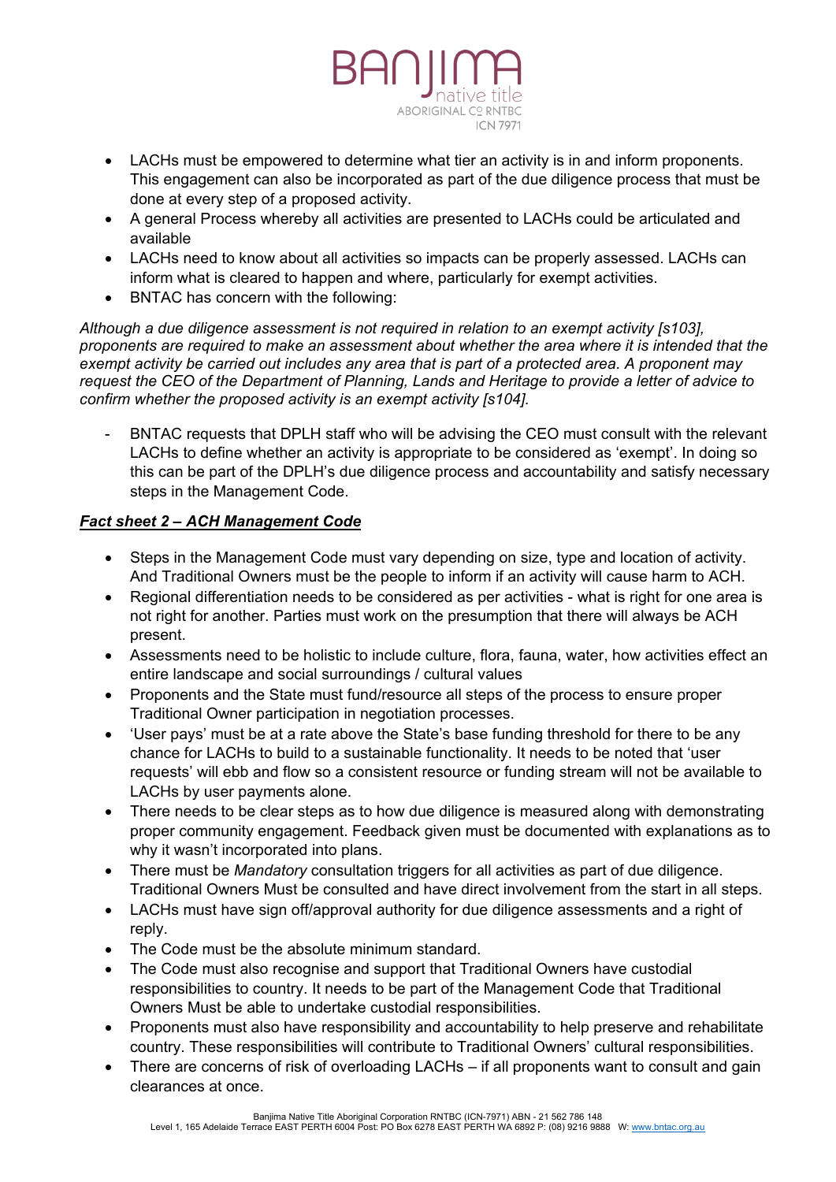- LACHs must be empowered to determine what tier an activity is in and inform proponents. This engagement can also be incorporated as part of the due diligence process that must be done at every step of a proposed activity.
- A general Process whereby all activities are presented to LACHs could be articulated and available
- LACHs need to know about all activities so impacts can be properly assessed. LACHs can inform what is cleared to happen and where, particularly for exempt activities.
- BNTAC has concern with the following:

*Although a due diligence assessment is not required in relation to an exempt activity [s103], proponents are required to make an assessment about whether the area where it is intended that the exempt activity be carried out includes any area that is part of a protected area. A proponent may request the CEO of the Department of Planning, Lands and Heritage to provide a letter of advice to confirm whether the proposed activity is an exempt activity [s104].*

- BNTAC requests that DPLH staff who will be advising the CEO must consult with the relevant LACHs to define whether an activity is appropriate to be considered as 'exempt'. In doing so this can be part of the DPLH's due diligence process and accountability and satisfy necessary steps in the Management Code.

***Fact sheet 2 – ACH Management Code***

- Steps in the Management Code must vary depending on size, type and location of activity. And Traditional Owners must be the people to inform if an activity will cause harm to ACH.
- Regional differentiation needs to be considered as per activities - what is right for one area is not right for another. Parties must work on the presumption that there will always be ACH present.
- Assessments need to be holistic to include culture, flora, fauna, water, how activities effect an entire landscape and social surroundings / cultural values
- Proponents and the State must fund/resource all steps of the process to ensure proper Traditional Owner participation in negotiation processes.
- 'User pays' must be at a rate above the State's base funding threshold for there to be any chance for LACHs to build to a sustainable functionality. It needs to be noted that 'user requests' will ebb and flow so a consistent resource or funding stream will not be available to LACHs by user payments alone.
- There needs to be clear steps as to how due diligence is measured along with demonstrating proper community engagement. Feedback given must be documented with explanations as to why it wasn't incorporated into plans.
- There must be *Mandatory* consultation triggers for all activities as part of due diligence. Traditional Owners Must be consulted and have direct involvement from the start in all steps.
- LACHs must have sign off/approval authority for due diligence assessments and a right of reply.
- The Code must be the absolute minimum standard.
- The Code must also recognise and support that Traditional Owners have custodial responsibilities to country. It needs to be part of the Management Code that Traditional Owners Must be able to undertake custodial responsibilities.
- Proponents must also have responsibility and accountability to help preserve and rehabilitate country. These responsibilities will contribute to Traditional Owners' cultural responsibilities.
- There are concerns of risk of overloading LACHs – if all proponents want to consult and gain clearances at once.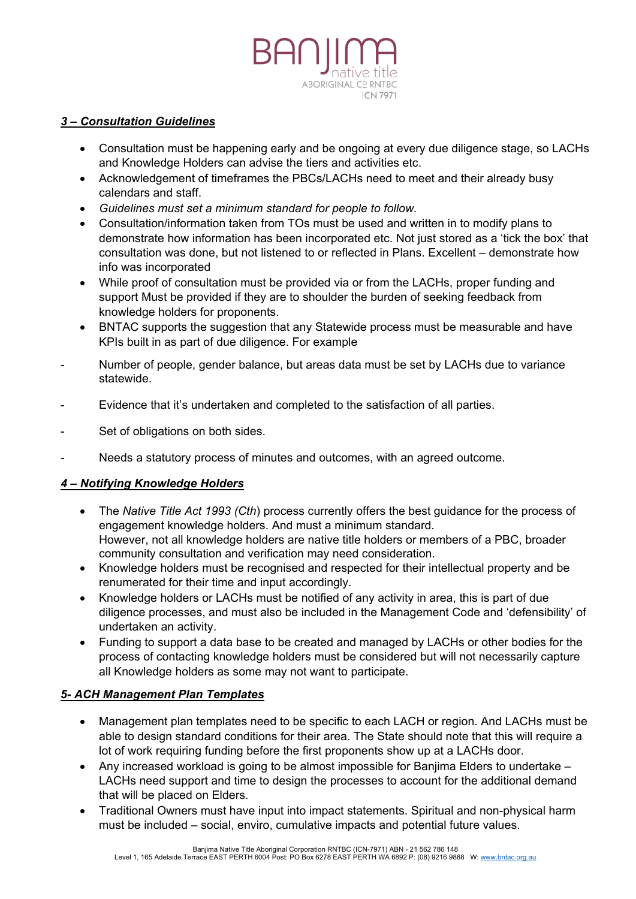### ***3 – Consultation Guidelines***

- Consultation must be happening early and be ongoing at every due diligence stage, so LACHs and Knowledge Holders can advise the tiers and activities etc.
- Acknowledgement of timeframes the PBCs/LACHs need to meet and their already busy calendars and staff.
- *Guidelines must set a minimum standard for people to follow.*
- Consultation/information taken from TOs must be used and written in to modify plans to demonstrate how information has been incorporated etc. Not just stored as a 'tick the box' that consultation was done, but not listened to or reflected in Plans. Excellent – demonstrate how info was incorporated
- While proof of consultation must be provided via or from the LACHs, proper funding and support Must be provided if they are to shoulder the burden of seeking feedback from knowledge holders for proponents.
- BNTAC supports the suggestion that any Statewide process must be measurable and have KPIs built in as part of due diligence. For example

- Number of people, gender balance, but areas data must be set by LACHs due to variance statewide.
- Evidence that it's undertaken and completed to the satisfaction of all parties.
- Set of obligations on both sides.
- Needs a statutory process of minutes and outcomes, with an agreed outcome.

### ***4 – Notifying Knowledge Holders***

- The *Native Title Act 1993 (Cth)* process currently offers the best guidance for the process of engagement knowledge holders. And must a minimum standard.  
  However, not all knowledge holders are native title holders or members of a PBC, broader community consultation and verification may need consideration.
- Knowledge holders must be recognised and respected for their intellectual property and be renumerated for their time and input accordingly.
- Knowledge holders or LACHs must be notified of any activity in area, this is part of due diligence processes, and must also be included in the Management Code and 'defensibility' of undertaken an activity.
- Funding to support a data base to be created and managed by LACHs or other bodies for the process of contacting knowledge holders must be considered but will not necessarily capture all Knowledge holders as some may not want to participate.

### ***5- ACH Management Plan Templates***

- Management plan templates need to be specific to each LACH or region. And LACHs must be able to design standard conditions for their area. The State should note that this will require a lot of work requiring funding before the first proponents show up at a LACHs door.
- Any increased workload is going to be almost impossible for Banjima Elders to undertake – LACHs need support and time to design the processes to account for the additional demand that will be placed on Elders.
- Traditional Owners must have input into impact statements. Spiritual and non-physical harm must be included – social, enviro, cumulative impacts and potential future values.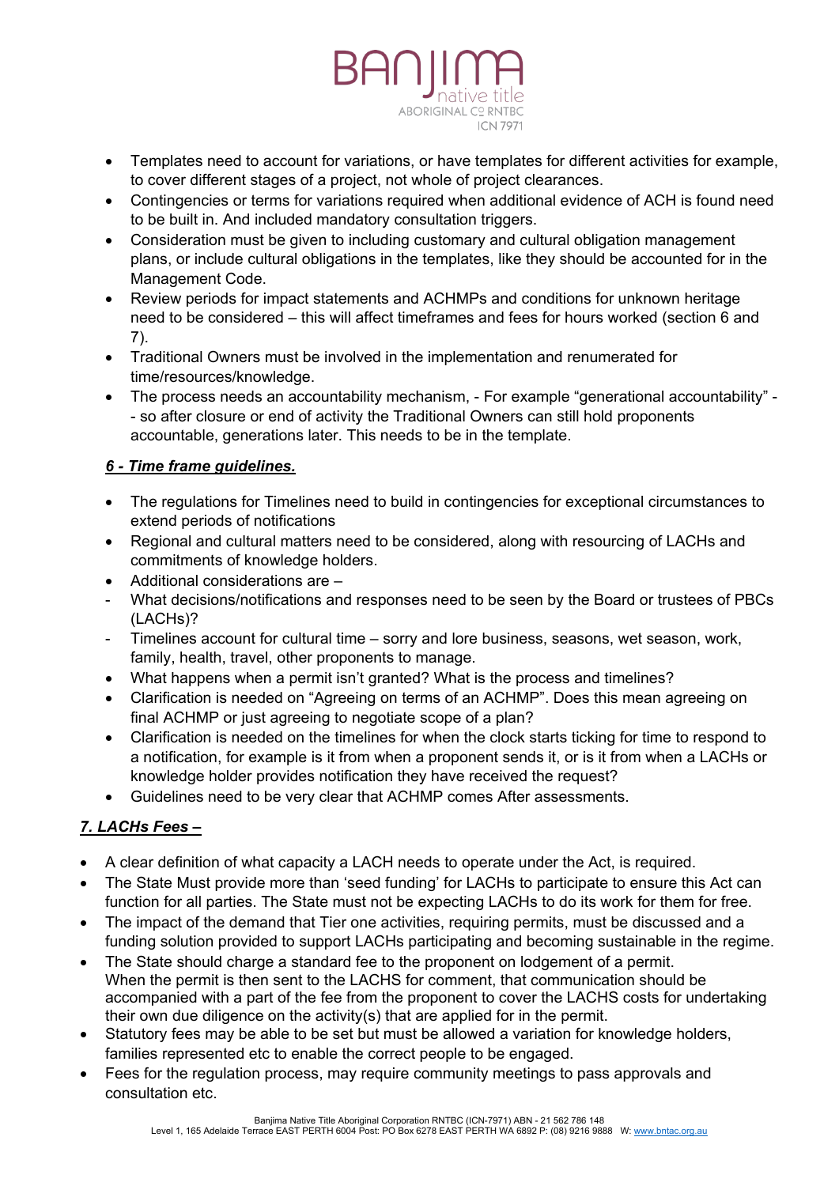- Templates need to account for variations, or have templates for different activities for example, to cover different stages of a project, not whole of project clearances.
- Contingencies or terms for variations required when additional evidence of ACH is found need to be built in. And included mandatory consultation triggers.
- Consideration must be given to including customary and cultural obligation management plans, or include cultural obligations in the templates, like they should be accounted for in the Management Code.
- Review periods for impact statements and ACHMPs and conditions for unknown heritage need to be considered – this will affect timeframes and fees for hours worked (section 6 and 7).
- Traditional Owners must be involved in the implementation and renumerated for time/resources/knowledge.
- The process needs an accountability mechanism, - For example "generational accountability" -- so after closure or end of activity the Traditional Owners can still hold proponents accountable, generations later. This needs to be in the template.

***6 - Time frame guidelines.***

- The regulations for Timelines need to build in contingencies for exceptional circumstances to extend periods of notifications
- Regional and cultural matters need to be considered, along with resourcing of LACHs and commitments of knowledge holders.
- Additional considerations are –
  - What decisions/notifications and responses need to be seen by the Board or trustees of PBCs (LACHs)?
  - Timelines account for cultural time – sorry and lore business, seasons, wet season, work, family, health, travel, other proponents to manage.
- What happens when a permit isn't granted? What is the process and timelines?
- Clarification is needed on "Agreeing on terms of an ACHMP". Does this mean agreeing on final ACHMP or just agreeing to negotiate scope of a plan?
- Clarification is needed on the timelines for when the clock starts ticking for time to respond to a notification, for example is it from when a proponent sends it, or is it from when a LACHs or knowledge holder provides notification they have received the request?
- Guidelines need to be very clear that ACHMP comes After assessments.

***7. LACHs Fees –***

- A clear definition of what capacity a LACH needs to operate under the Act, is required.
- The State Must provide more than 'seed funding' for LACHs to participate to ensure this Act can function for all parties. The State must not be expecting LACHs to do its work for them for free.
- The impact of the demand that Tier one activities, requiring permits, must be discussed and a funding solution provided to support LACHs participating and becoming sustainable in the regime.
- The State should charge a standard fee to the proponent on lodgement of a permit. When the permit is then sent to the LACHS for comment, that communication should be accompanied with a part of the fee from the proponent to cover the LACHS costs for undertaking their own due diligence on the activity(s) that are applied for in the permit.
- Statutory fees may be able to be set but must be allowed a variation for knowledge holders, families represented etc to enable the correct people to be engaged.
- Fees for the regulation process, may require community meetings to pass approvals and consultation etc.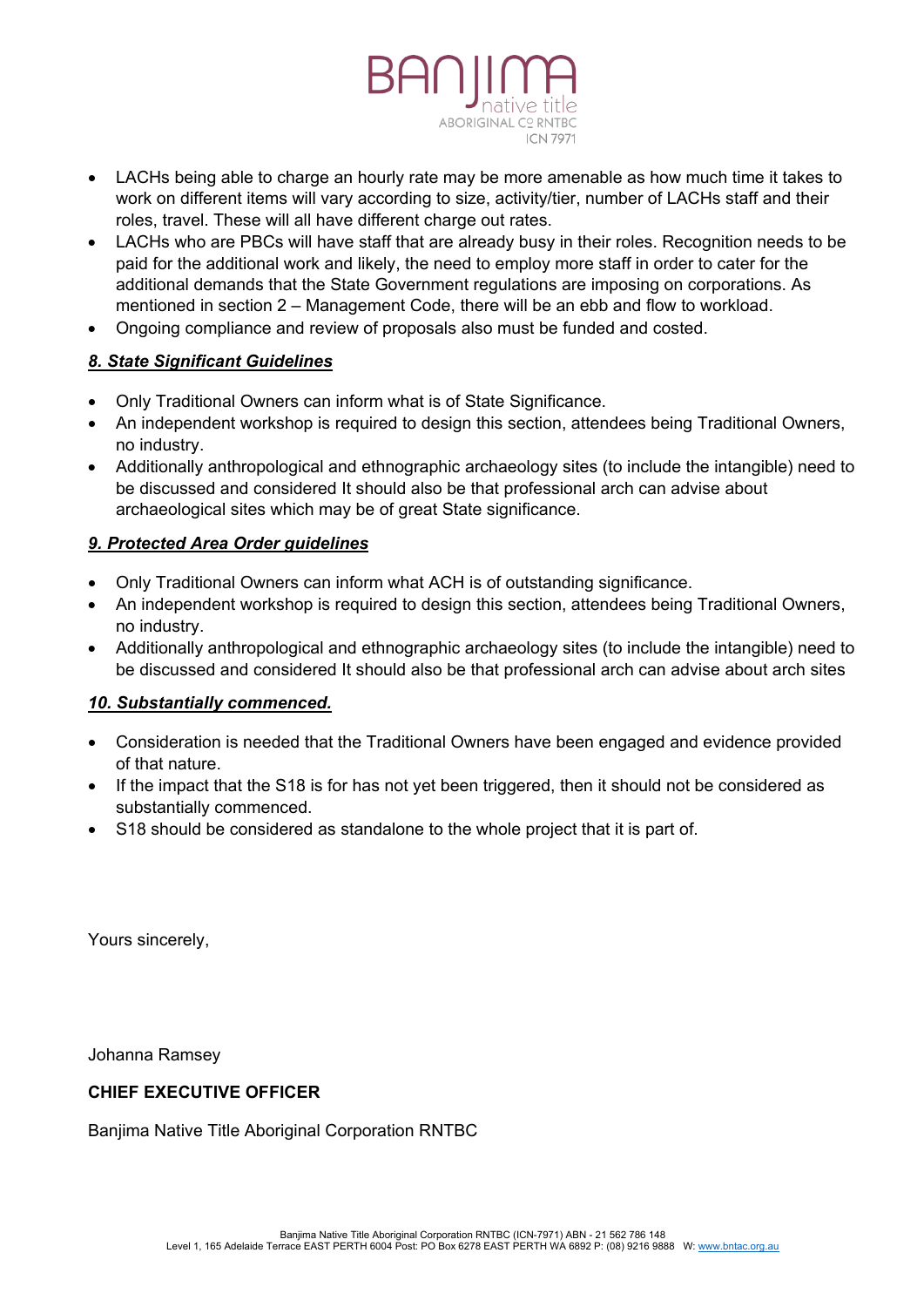- LACHs being able to charge an hourly rate may be more amenable as how much time it takes to work on different items will vary according to size, activity/tier, number of LACHs staff and their roles, travel. These will all have different charge out rates.
- LACHs who are PBCs will have staff that are already busy in their roles. Recognition needs to be paid for the additional work and likely, the need to employ more staff in order to cater for the additional demands that the State Government regulations are imposing on corporations. As mentioned in section 2 – Management Code, there will be an ebb and flow to workload.
- Ongoing compliance and review of proposals also must be funded and costed.

***8. State Significant Guidelines***

- Only Traditional Owners can inform what is of State Significance.
- An independent workshop is required to design this section, attendees being Traditional Owners, no industry.
- Additionally anthropological and ethnographic archaeology sites (to include the intangible) need to be discussed and considered It should also be that professional arch can advise about archaeological sites which may be of great State significance.

***9. Protected Area Order guidelines***

- Only Traditional Owners can inform what ACH is of outstanding significance.
- An independent workshop is required to design this section, attendees being Traditional Owners, no industry.
- Additionally anthropological and ethnographic archaeology sites (to include the intangible) need to be discussed and considered It should also be that professional arch can advise about arch sites

***10. Substantially commenced.***

- Consideration is needed that the Traditional Owners have been engaged and evidence provided of that nature.
- If the impact that the S18 is for has not yet been triggered, then it should not be considered as substantially commenced.
- S18 should be considered as standalone to the whole project that it is part of.

Yours sincerely,

Johanna Ramsey

**CHIEF EXECUTIVE OFFICER**

Banjima Native Title Aboriginal Corporation RNTBC